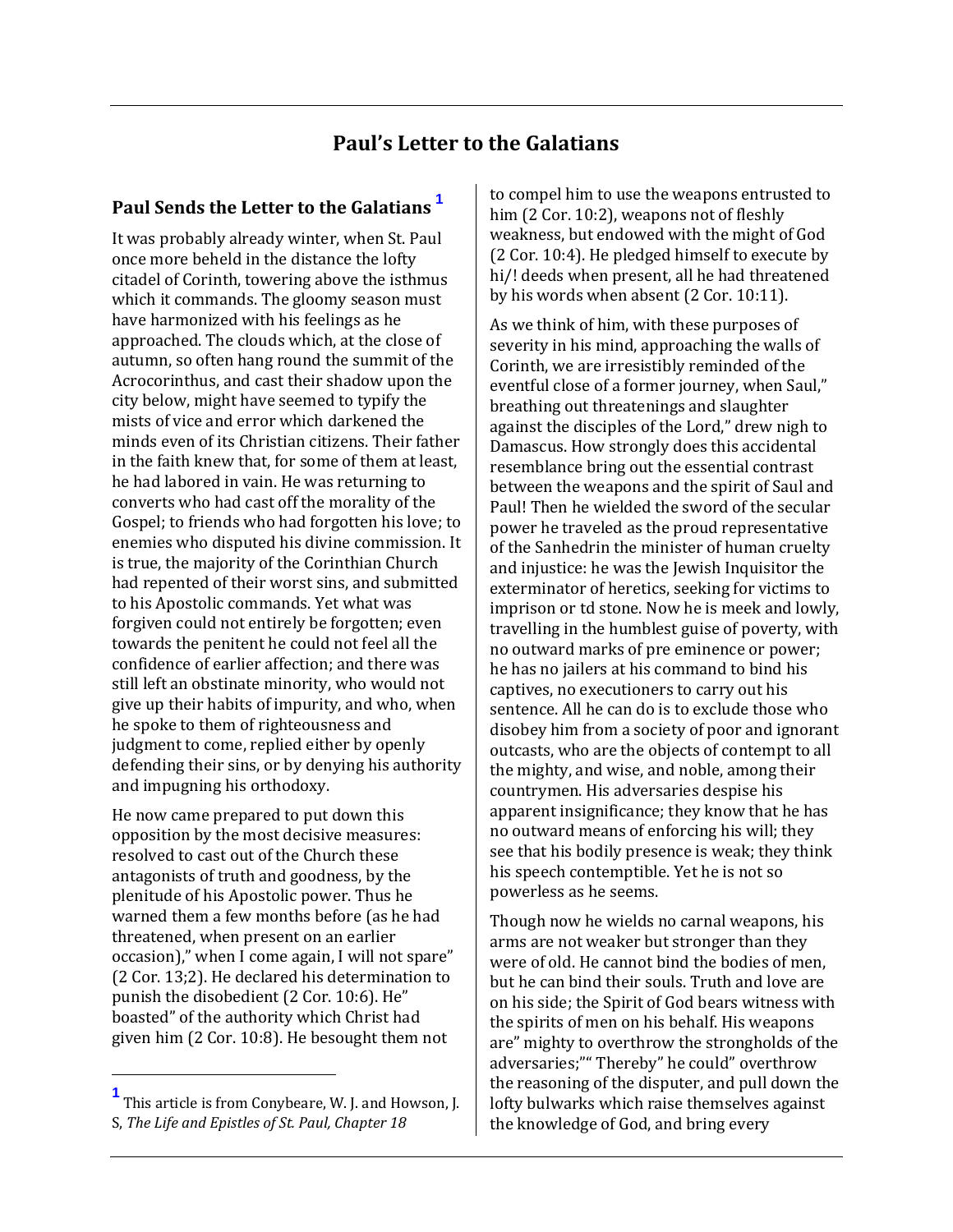# Paul's Letter to the Galatians

## Paul Sends the Letter to the Galatians [1]

It was probably already winter, when St. Paul once more beheld in the distance the lofty citadel of Corinth, towering above the isthmus which it commands. The gloomy season must have harmonized with his feelings as he approached. The clouds which, at the close of autumn, so often hang round the summit of the Acrocorinthus, and cast their shadow upon the city below, might have seemed to typify the mists of vice and error which darkened the minds even of its Christian citizens. Their father in the faith knew that, for some of them at least, he had labored in vain. He was returning to converts who had cast off the morality of the Gospel; to friends who had forgotten his love; to enemies who disputed his divine commission. It is true, the majority of the Corinthian Church had repented of their worst sins, and submitted to his Apostolic commands. Yet what was forgiven could not entirely be forgotten; even towards the penitent he could not feel all the confidence of earlier affection; and there was still left an obstinate minority, who would not give up their habits of impurity, and who, when he spoke to them of righteousness and judgment to come, replied either by openly defending their sins, or by denying his authority and impugning his orthodoxy.

He now came prepared to put down this opposition by the most decisive measures: resolved to cast out of the Church these antagonists of truth and goodness, by the plenitude of his Apostolic power. Thus he warned them a few months before (as he had threatened, when present on an earlier occasion)," when I come again, I will not spare" (2 Cor. 13;2). He declared his determination to punish the disobedient (2 Cor. 10:6). He" boasted" of the authority which Christ had given him (2 Cor. 10:8). He besought them not to compel him to use the weapons entrusted to him (2 Cor. 10:2), weapons not of fleshly weakness, but endowed with the might of God (2 Cor. 10:4). He pledged himself to execute by hi/! deeds when present, all he had threatened by his words when absent (2 Cor. 10:11).

As we think of him, with these purposes of severity in his mind, approaching the walls of Corinth, we are irresistibly reminded of the eventful close of a former journey, when Saul," breathing out threatenings and slaughter against the disciples of the Lord," drew nigh to Damascus. How strongly does this accidental resemblance bring out the essential contrast between the weapons and the spirit of Saul and Paul! Then he wielded the sword of the secular power he traveled as the proud representative of the Sanhedrin the minister of human cruelty and injustice: he was the Jewish Inquisitor the exterminator of heretics, seeking for victims to imprison or td stone. Now he is meek and lowly, travelling in the humblest guise of poverty, with no outward marks of pre eminence or power; he has no jailers at his command to bind his captives, no executioners to carry out his sentence. All he can do is to exclude those who disobey him from a society of poor and ignorant outcasts, who are the objects of contempt to all the mighty, and wise, and noble, among their countrymen. His adversaries despise his apparent insignificance; they know that he has no outward means of enforcing his will; they see that his bodily presence is weak; they think his speech contemptible. Yet he is not so powerless as he seems.

Though now he wields no carnal weapons, his arms are not weaker but stronger than they were of old. He cannot bind the bodies of men, but he can bind their souls. Truth and love are on his side; the Spirit of God bears witness with the spirits of men on his behalf. His weapons are" mighty to overthrow the strongholds of the adversaries;"" Thereby" he could" overthrow the reasoning of the disputer, and pull down the lofty bulwarks which raise themselves against the knowledge of God, and bring every

---

[1] This article is from Conybeare, W. J. and Howson, J. S, *The Life and Epistles of St. Paul, Chapter 18*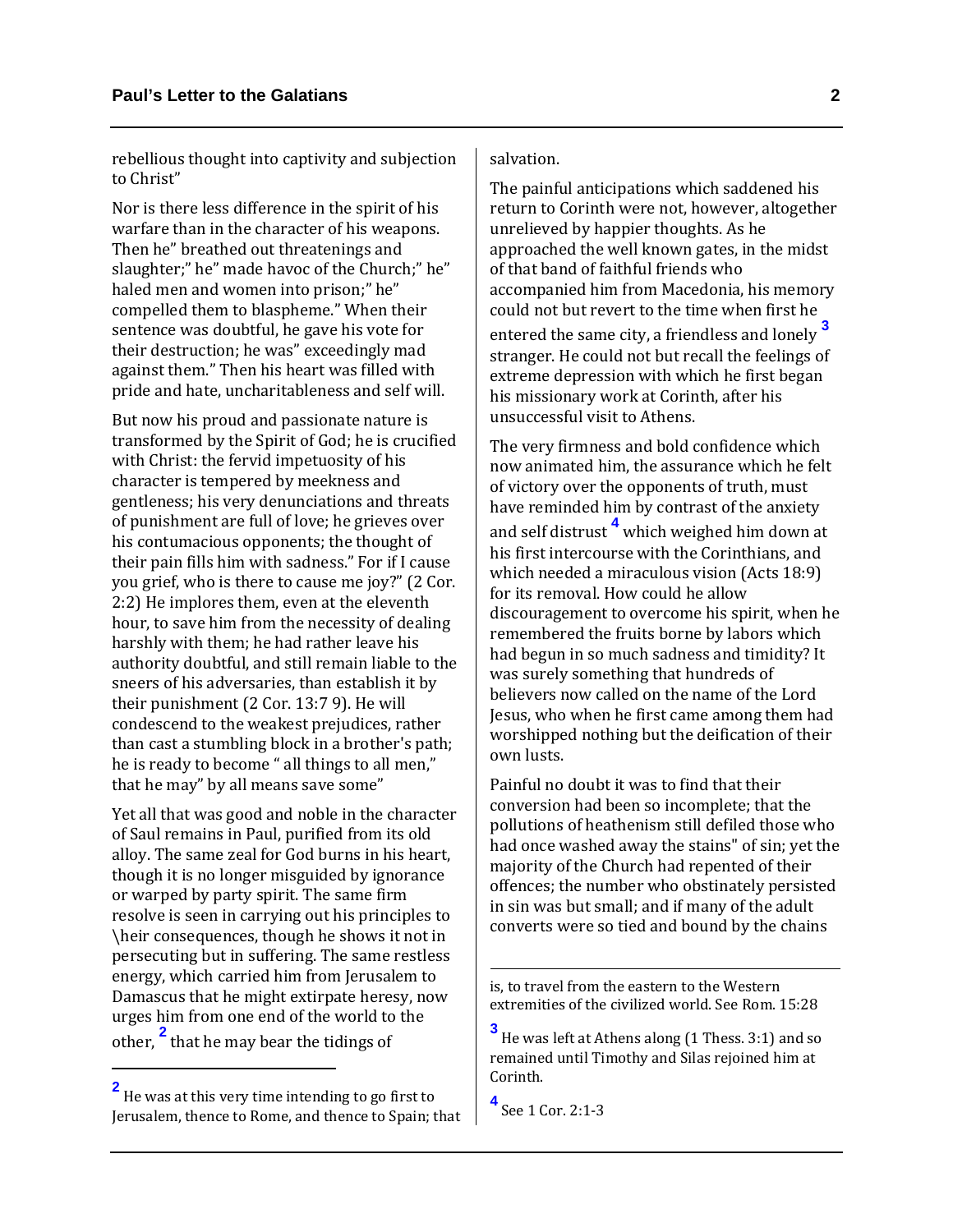rebellious thought into captivity and subjection to Christ"

Nor is there less difference in the spirit of his warfare than in the character of his weapons. Then he" breathed out threatenings and slaughter;" he" made havoc of the Church;" he" haled men and women into prison;" he" compelled them to blaspheme." When their sentence was doubtful, he gave his vote for their destruction; he was" exceedingly mad against them." Then his heart was filled with pride and hate, uncharitableness and self will.

But now his proud and passionate nature is transformed by the Spirit of God; he is crucified with Christ: the fervid impetuosity of his character is tempered by meekness and gentleness; his very denunciations and threats of punishment are full of love; he grieves over his contumacious opponents; the thought of their pain fills him with sadness." For if I cause you grief, who is there to cause me joy?" (2 Cor. 2:2) He implores them, even at the eleventh hour, to save him from the necessity of dealing harshly with them; he had rather leave his authority doubtful, and still remain liable to the sneers of his adversaries, than establish it by their punishment (2 Cor. 13:7 9). He will condescend to the weakest prejudices, rather than cast a stumbling block in a brother's path; he is ready to become " all things to all men," that he may" by all means save some"

Yet all that was good and noble in the character of Saul remains in Paul, purified from its old alloy. The same zeal for God burns in his heart, though it is no longer misguided by ignorance or warped by party spirit. The same firm resolve is seen in carrying out his principles to \heir consequences, though he shows it not in persecuting but in suffering. The same restless energy, which carried him from Jerusalem to Damascus that he might extirpate heresy, now urges him from one end of the world to the other, [2] that he may bear the tidings of salvation.

The painful anticipations which saddened his return to Corinth were not, however, altogether unrelieved by happier thoughts. As he approached the well known gates, in the midst of that band of faithful friends who accompanied him from Macedonia, his memory could not but revert to the time when first he entered the same city, a friendless and lonely [3] stranger. He could not but recall the feelings of extreme depression with which he first began his missionary work at Corinth, after his unsuccessful visit to Athens.

The very firmness and bold confidence which now animated him, the assurance which he felt of victory over the opponents of truth, must have reminded him by contrast of the anxiety and self distrust [4] which weighed him down at his first intercourse with the Corinthians, and which needed a miraculous vision (Acts 18:9) for its removal. How could he allow discouragement to overcome his spirit, when he remembered the fruits borne by labors which had begun in so much sadness and timidity? It was surely something that hundreds of believers now called on the name of the Lord Jesus, who when he first came among them had worshipped nothing but the deification of their own lusts.

Painful no doubt it was to find that their conversion had been so incomplete; that the pollutions of heathenism still defiled those who had once washed away the stains" of sin; yet the majority of the Church had repented of their offences; the number who obstinately persisted in sin was but small; and if many of the adult converts were so tied and bound by the chains

---

[2] He was at this very time intending to go first to Jerusalem, thence to Rome, and thence to Spain; that is, to travel from the eastern to the Western extremities of the civilized world. See Rom. 15:28

[3] He was left at Athens along (1 Thess. 3:1) and so remained until Timothy and Silas rejoined him at Corinth.

[4] See 1 Cor. 2:1-3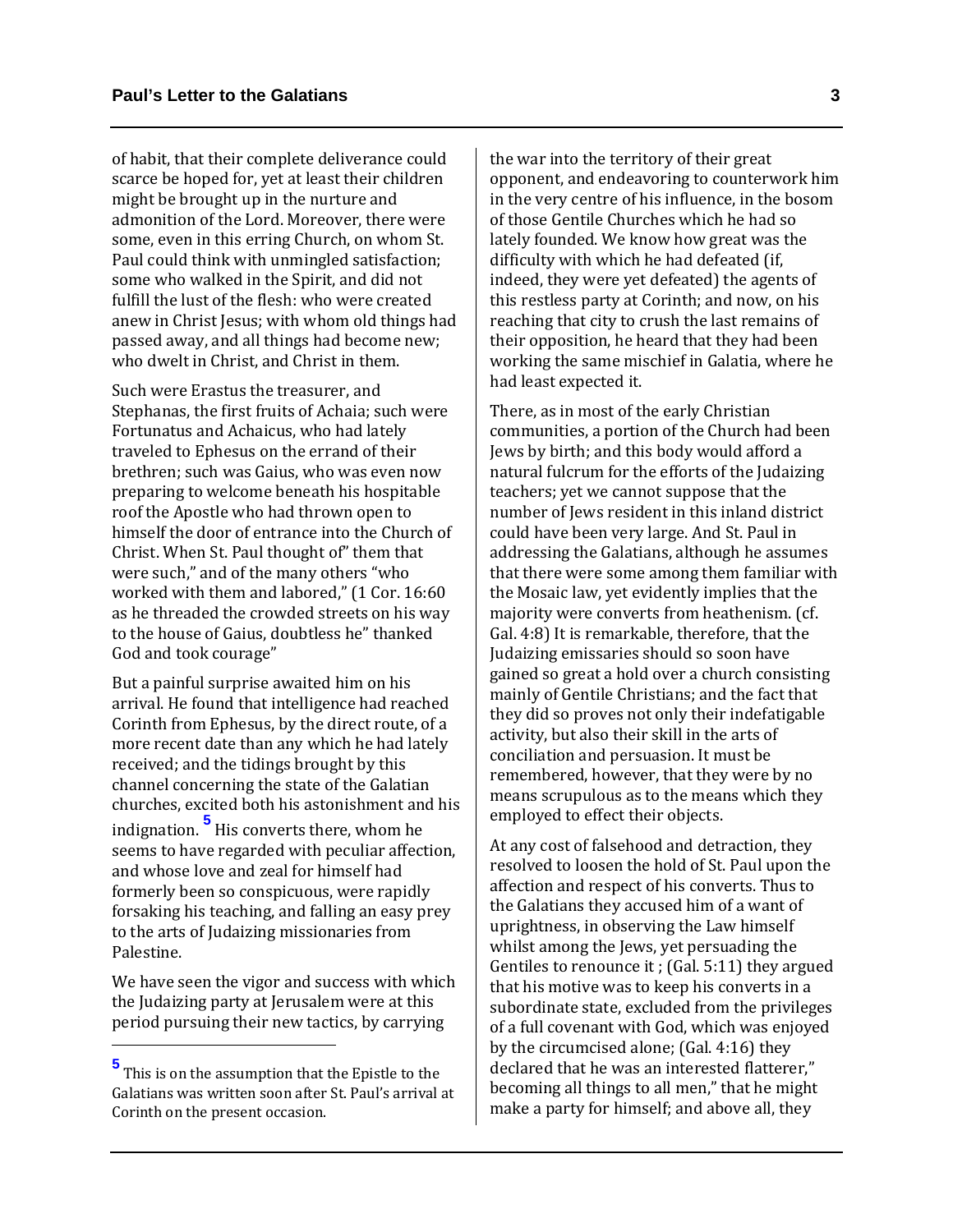of habit, that their complete deliverance could scarce be hoped for, yet at least their children might be brought up in the nurture and admonition of the Lord. Moreover, there were some, even in this erring Church, on whom St. Paul could think with unmingled satisfaction; some who walked in the Spirit, and did not fulfill the lust of the flesh: who were created anew in Christ Jesus; with whom old things had passed away, and all things had become new; who dwelt in Christ, and Christ in them.

Such were Erastus the treasurer, and Stephanas, the first fruits of Achaia; such were Fortunatus and Achaicus, who had lately traveled to Ephesus on the errand of their brethren; such was Gaius, who was even now preparing to welcome beneath his hospitable roof the Apostle who had thrown open to himself the door of entrance into the Church of Christ. When St. Paul thought of" them that were such," and of the many others "who worked with them and labored," (1 Cor. 16:60 as he threaded the crowded streets on his way to the house of Gaius, doubtless he" thanked God and took courage"

But a painful surprise awaited him on his arrival. He found that intelligence had reached Corinth from Ephesus, by the direct route, of a more recent date than any which he had lately received; and the tidings brought by this channel concerning the state of the Galatian churches, excited both his astonishment and his indignation.[5] His converts there, whom he seems to have regarded with peculiar affection, and whose love and zeal for himself had formerly been so conspicuous, were rapidly forsaking his teaching, and falling an easy prey to the arts of Judaizing missionaries from Palestine.

We have seen the vigor and success with which the Judaizing party at Jerusalem were at this period pursuing their new tactics, by carrying the war into the territory of their great opponent, and endeavoring to counterwork him in the very centre of his influence, in the bosom of those Gentile Churches which he had so lately founded. We know how great was the difficulty with which he had defeated (if, indeed, they were yet defeated) the agents of this restless party at Corinth; and now, on his reaching that city to crush the last remains of their opposition, he heard that they had been working the same mischief in Galatia, where he had least expected it.

There, as in most of the early Christian communities, a portion of the Church had been Jews by birth; and this body would afford a natural fulcrum for the efforts of the Judaizing teachers; yet we cannot suppose that the number of Jews resident in this inland district could have been very large. And St. Paul in addressing the Galatians, although he assumes that there were some among them familiar with the Mosaic law, yet evidently implies that the majority were converts from heathenism. (cf. Gal. 4:8) It is remarkable, therefore, that the Judaizing emissaries should so soon have gained so great a hold over a church consisting mainly of Gentile Christians; and the fact that they did so proves not only their indefatigable activity, but also their skill in the arts of conciliation and persuasion. It must be remembered, however, that they were by no means scrupulous as to the means which they employed to effect their objects.

At any cost of falsehood and detraction, they resolved to loosen the hold of St. Paul upon the affection and respect of his converts. Thus to the Galatians they accused him of a want of uprightness, in observing the Law himself whilst among the Jews, yet persuading the Gentiles to renounce it ; (Gal. 5:11) they argued that his motive was to keep his converts in a subordinate state, excluded from the privileges of a full covenant with God, which was enjoyed by the circumcised alone; (Gal. 4:16) they declared that he was an interested flatterer," becoming all things to all men," that he might make a party for himself; and above all, they

[5] This is on the assumption that the Epistle to the Galatians was written soon after St. Paul's arrival at Corinth on the present occasion.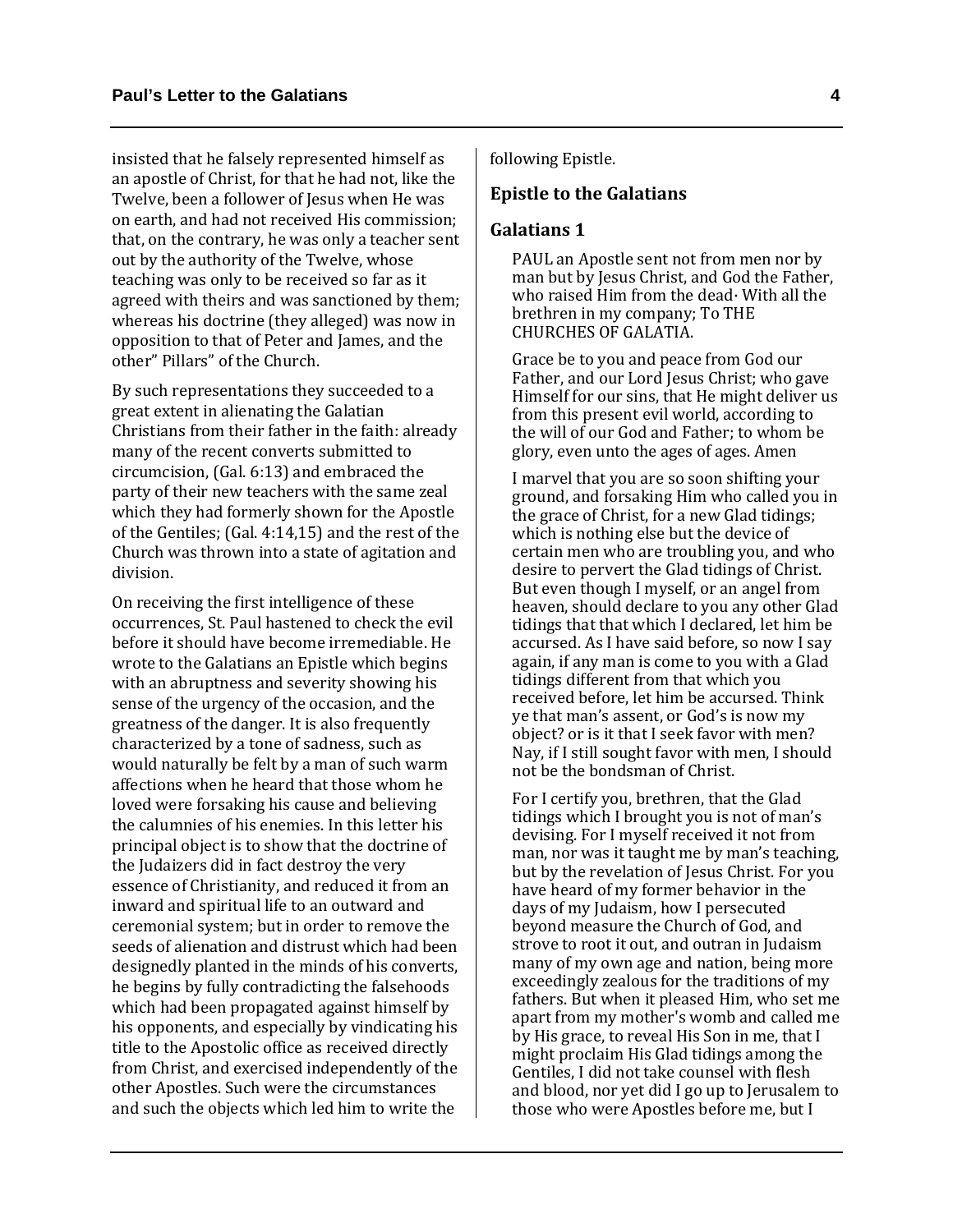insisted that he falsely represented himself as an apostle of Christ, for that he had not, like the Twelve, been a follower of Jesus when He was on earth, and had not received His commission; that, on the contrary, he was only a teacher sent out by the authority of the Twelve, whose teaching was only to be received so far as it agreed with theirs and was sanctioned by them; whereas his doctrine (they alleged) was now in opposition to that of Peter and James, and the other" Pillars" of the Church.

By such representations they succeeded to a great extent in alienating the Galatian Christians from their father in the faith: already many of the recent converts submitted to circumcision, (Gal. 6:13) and embraced the party of their new teachers with the same zeal which they had formerly shown for the Apostle of the Gentiles; (Gal. 4:14,15) and the rest of the Church was thrown into a state of agitation and division.

On receiving the first intelligence of these occurrences, St. Paul hastened to check the evil before it should have become irremediable. He wrote to the Galatians an Epistle which begins with an abruptness and severity showing his sense of the urgency of the occasion, and the greatness of the danger. It is also frequently characterized by a tone of sadness, such as would naturally be felt by a man of such warm affections when he heard that those whom he loved were forsaking his cause and believing the calumnies of his enemies. In this letter his principal object is to show that the doctrine of the Judaizers did in fact destroy the very essence of Christianity, and reduced it from an inward and spiritual life to an outward and ceremonial system; but in order to remove the seeds of alienation and distrust which had been designedly planted in the minds of his converts, he begins by fully contradicting the falsehoods which had been propagated against himself by his opponents, and especially by vindicating his title to the Apostolic office as received directly from Christ, and exercised independently of the other Apostles. Such were the circumstances and such the objects which led him to write the following Epistle.

## Epistle to the Galatians

## Galatians 1

PAUL an Apostle sent not from men nor by man but by Jesus Christ, and God the Father, who raised Him from the dead· With all the brethren in my company; To THE CHURCHES OF GALATIA.

Grace be to you and peace from God our Father, and our Lord Jesus Christ; who gave Himself for our sins, that He might deliver us from this present evil world, according to the will of our God and Father; to whom be glory, even unto the ages of ages. Amen

I marvel that you are so soon shifting your ground, and forsaking Him who called you in the grace of Christ, for a new Glad tidings; which is nothing else but the device of certain men who are troubling you, and who desire to pervert the Glad tidings of Christ. But even though I myself, or an angel from heaven, should declare to you any other Glad tidings that that which I declared, let him be accursed. As I have said before, so now I say again, if any man is come to you with a Glad tidings different from that which you received before, let him be accursed. Think ye that man's assent, or God's is now my object? or is it that I seek favor with men? Nay, if I still sought favor with men, I should not be the bondsman of Christ.

For I certify you, brethren, that the Glad tidings which I brought you is not of man's devising. For I myself received it not from man, nor was it taught me by man's teaching, but by the revelation of Jesus Christ. For you have heard of my former behavior in the days of my Judaism, how I persecuted beyond measure the Church of God, and strove to root it out, and outran in Judaism many of my own age and nation, being more exceedingly zealous for the traditions of my fathers. But when it pleased Him, who set me apart from my mother's womb and called me by His grace, to reveal His Son in me, that I might proclaim His Glad tidings among the Gentiles, I did not take counsel with flesh and blood, nor yet did I go up to Jerusalem to those who were Apostles before me, but I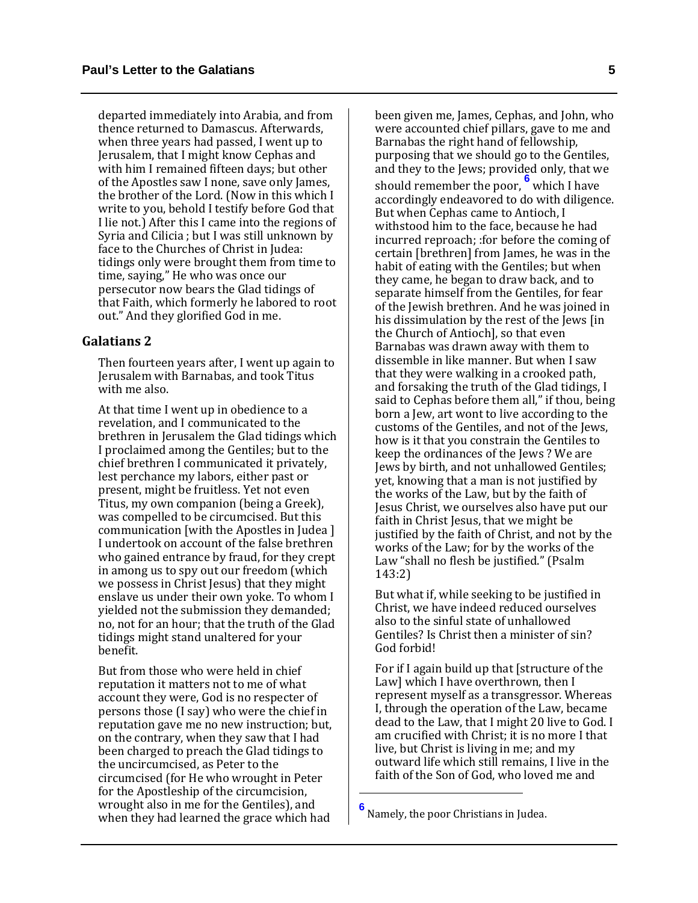departed immediately into Arabia, and from thence returned to Damascus. Afterwards, when three years had passed, I went up to Jerusalem, that I might know Cephas and with him I remained fifteen days; but other of the Apostles saw I none, save only James, the brother of the Lord. (Now in this which I write to you, behold I testify before God that I lie not.) After this I came into the regions of Syria and Cilicia ; but I was still unknown by face to the Churches of Christ in Judea: tidings only were brought them from time to time, saying," He who was once our persecutor now bears the Glad tidings of that Faith, which formerly he labored to root out." And they glorified God in me.

## Galatians 2

Then fourteen years after, I went up again to Jerusalem with Barnabas, and took Titus with me also.

At that time I went up in obedience to a revelation, and I communicated to the brethren in Jerusalem the Glad tidings which I proclaimed among the Gentiles; but to the chief brethren I communicated it privately, lest perchance my labors, either past or present, might be fruitless. Yet not even Titus, my own companion (being a Greek), was compelled to be circumcised. But this communication [with the Apostles in Judea ] I undertook on account of the false brethren who gained entrance by fraud, for they crept in among us to spy out our freedom (which we possess in Christ Jesus) that they might enslave us under their own yoke. To whom I yielded not the submission they demanded; no, not for an hour; that the truth of the Glad tidings might stand unaltered for your benefit.

But from those who were held in chief reputation it matters not to me of what account they were, God is no respecter of persons those (I say) who were the chief in reputation gave me no new instruction; but, on the contrary, when they saw that I had been charged to preach the Glad tidings to the uncircumcised, as Peter to the circumcised (for He who wrought in Peter for the Apostleship of the circumcision, wrought also in me for the Gentiles), and when they had learned the grace which had been given me, James, Cephas, and John, who were accounted chief pillars, gave to me and Barnabas the right hand of fellowship, purposing that we should go to the Gentiles, and they to the Jews; provided only, that we should remember the poor, [6] which I have accordingly endeavored to do with diligence. But when Cephas came to Antioch, I withstood him to the face, because he had incurred reproach; :for before the coming of certain [brethren] from James, he was in the habit of eating with the Gentiles; but when they came, he began to draw back, and to separate himself from the Gentiles, for fear of the Jewish brethren. And he was joined in his dissimulation by the rest of the Jews [in the Church of Antioch], so that even Barnabas was drawn away with them to dissemble in like manner. But when I saw that they were walking in a crooked path, and forsaking the truth of the Glad tidings, I said to Cephas before them all," if thou, being born a Jew, art wont to live according to the customs of the Gentiles, and not of the Jews, how is it that you constrain the Gentiles to keep the ordinances of the Jews ? We are Jews by birth, and not unhallowed Gentiles; yet, knowing that a man is not justified by the works of the Law, but by the faith of Jesus Christ, we ourselves also have put our faith in Christ Jesus, that we might be justified by the faith of Christ, and not by the works of the Law; for by the works of the Law "shall no flesh be justified." (Psalm 143:2)

But what if, while seeking to be justified in Christ, we have indeed reduced ourselves also to the sinful state of unhallowed Gentiles? Is Christ then a minister of sin? God forbid!

For if I again build up that [structure of the Law] which I have overthrown, then I represent myself as a transgressor. Whereas I, through the operation of the Law, became dead to the Law, that I might 20 live to God. I am crucified with Christ; it is no more I that live, but Christ is living in me; and my outward life which still remains, I live in the faith of the Son of God, who loved me and

---

[6] Namely, the poor Christians in Judea.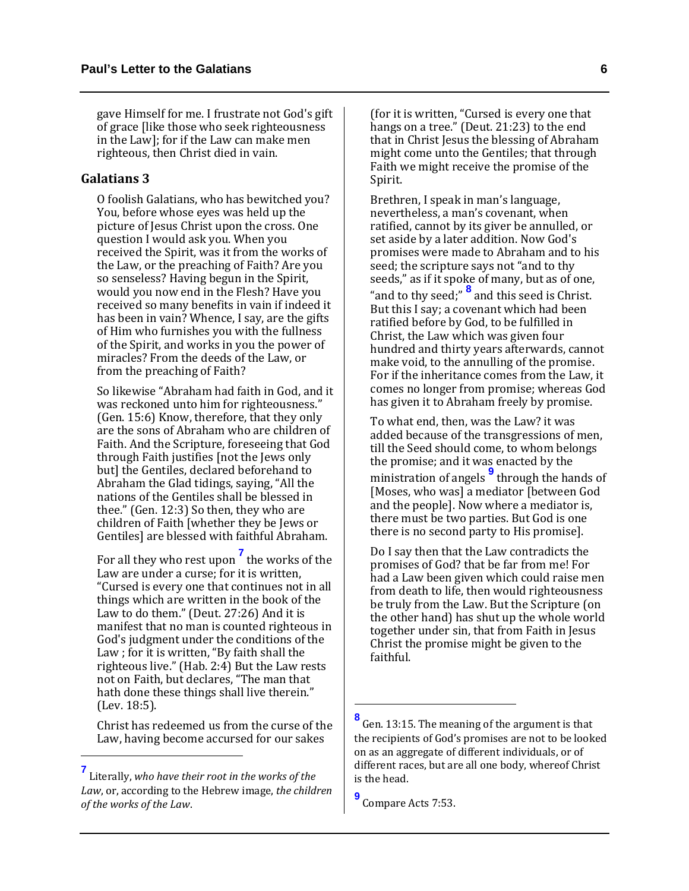gave Himself for me. I frustrate not God's gift of grace [like those who seek righteousness in the Law]; for if the Law can make men righteous, then Christ died in vain.

## Galatians 3

O foolish Galatians, who has bewitched you? You, before whose eyes was held up the picture of Jesus Christ upon the cross. One question I would ask you. When you received the Spirit, was it from the works of the Law, or the preaching of Faith? Are you so senseless? Having begun in the Spirit, would you now end in the Flesh? Have you received so many benefits in vain if indeed it has been in vain? Whence, I say, are the gifts of Him who furnishes you with the fullness of the Spirit, and works in you the power of miracles? From the deeds of the Law, or from the preaching of Faith?

So likewise "Abraham had faith in God, and it was reckoned unto him for righteousness." (Gen. 15:6) Know, therefore, that they only are the sons of Abraham who are children of Faith. And the Scripture, foreseeing that God through Faith justifies [not the Jews only but] the Gentiles, declared beforehand to Abraham the Glad tidings, saying, "All the nations of the Gentiles shall be blessed in thee." (Gen. 12:3) So then, they who are children of Faith [whether they be Jews or Gentiles] are blessed with faithful Abraham.

For all they who rest upon [7] the works of the Law are under a curse; for it is written, "Cursed is every one that continues not in all things which are written in the book of the Law to do them." (Deut. 27:26) And it is manifest that no man is counted righteous in God's judgment under the conditions of the Law ; for it is written, "By faith shall the righteous live." (Hab. 2:4) But the Law rests not on Faith, but declares, "The man that hath done these things shall live therein." (Lev. 18:5).

Christ has redeemed us from the curse of the Law, having become accursed for our sakes (for it is written, "Cursed is every one that hangs on a tree." (Deut. 21:23) to the end that in Christ Jesus the blessing of Abraham might come unto the Gentiles; that through Faith we might receive the promise of the Spirit.

Brethren, I speak in man's language, nevertheless, a man's covenant, when ratified, cannot by its giver be annulled, or set aside by a later addition. Now God's promises were made to Abraham and to his seed; the scripture says not "and to thy seeds," as if it spoke of many, but as of one, "and to thy seed;" [8] and this seed is Christ. But this I say; a covenant which had been ratified before by God, to be fulfilled in Christ, the Law which was given four hundred and thirty years afterwards, cannot make void, to the annulling of the promise. For if the inheritance comes from the Law, it comes no longer from promise; whereas God has given it to Abraham freely by promise.

To what end, then, was the Law? it was added because of the transgressions of men, till the Seed should come, to whom belongs the promise; and it was enacted by the ministration of angels [9] through the hands of [Moses, who was] a mediator [between God and the people]. Now where a mediator is, there must be two parties. But God is one there is no second party to His promise].

Do I say then that the Law contradicts the promises of God? that be far from me! For had a Law been given which could raise men from death to life, then would righteousness be truly from the Law. But the Scripture (on the other hand) has shut up the whole world together under sin, that from Faith in Jesus Christ the promise might be given to the faithful.

---

[7] Literally, *who have their root in the works of the Law*, or, according to the Hebrew image, *the children of the works of the Law*.

[8] Gen. 13:15. The meaning of the argument is that the recipients of God's promises are not to be looked on as an aggregate of different individuals, or of different races, but are all one body, whereof Christ is the head.

[9] Compare Acts 7:53.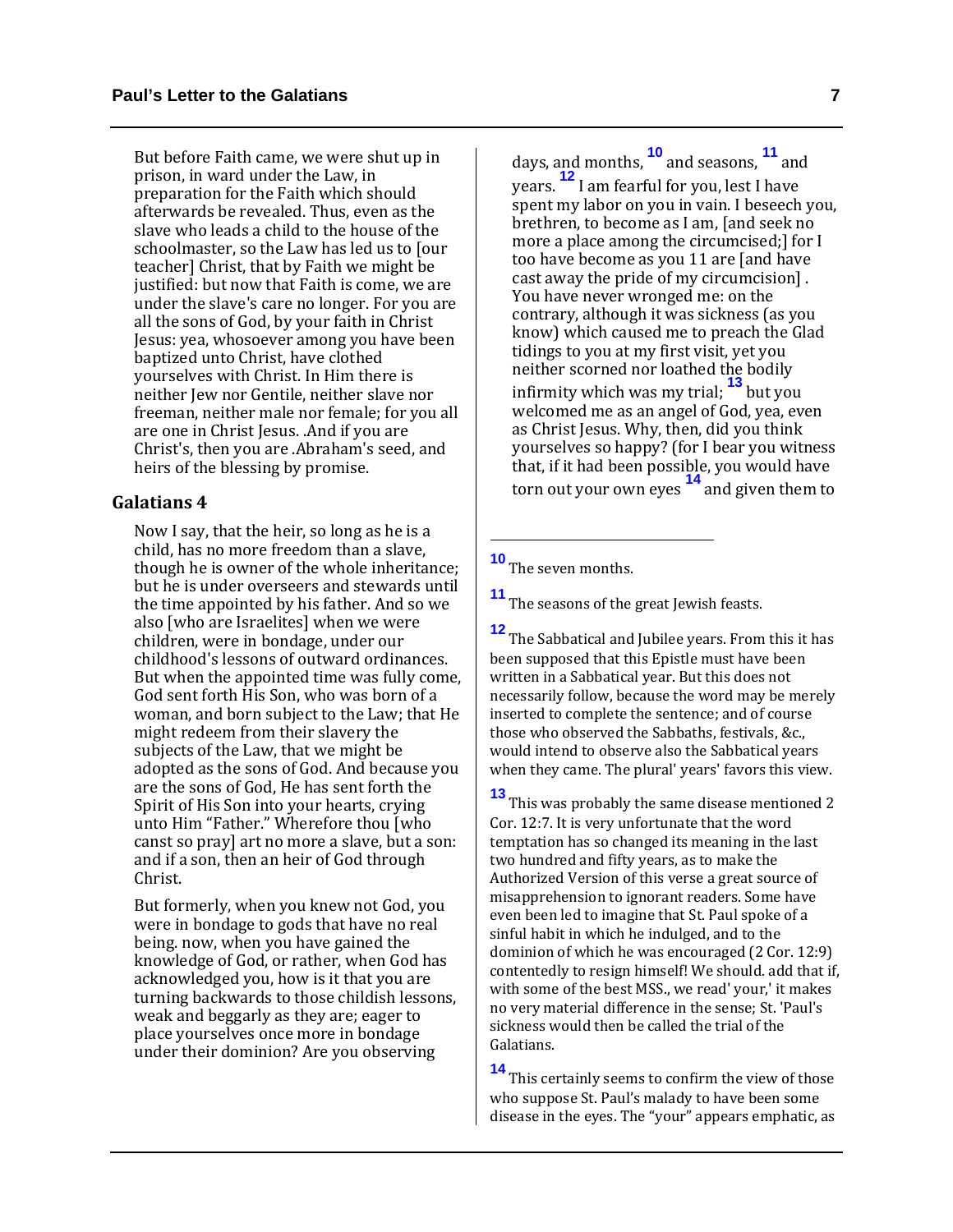But before Faith came, we were shut up in prison, in ward under the Law, in preparation for the Faith which should afterwards be revealed. Thus, even as the slave who leads a child to the house of the schoolmaster, so the Law has led us to [our teacher] Christ, that by Faith we might be justified: but now that Faith is come, we are under the slave's care no longer. For you are all the sons of God, by your faith in Christ Jesus: yea, whosoever among you have been baptized unto Christ, have clothed yourselves with Christ. In Him there is neither Jew nor Gentile, neither slave nor freeman, neither male nor female; for you all are one in Christ Jesus. .And if you are Christ's, then you are .Abraham's seed, and heirs of the blessing by promise.

## Galatians 4

Now I say, that the heir, so long as he is a child, has no more freedom than a slave, though he is owner of the whole inheritance; but he is under overseers and stewards until the time appointed by his father. And so we also [who are Israelites] when we were children, were in bondage, under our childhood's lessons of outward ordinances. But when the appointed time was fully come, God sent forth His Son, who was born of a woman, and born subject to the Law; that He might redeem from their slavery the subjects of the Law, that we might be adopted as the sons of God. And because you are the sons of God, He has sent forth the Spirit of His Son into your hearts, crying unto Him "Father." Wherefore thou [who canst so pray] art no more a slave, but a son: and if a son, then an heir of God through Christ.

But formerly, when you knew not God, you were in bondage to gods that have no real being. now, when you have gained the knowledge of God, or rather, when God has acknowledged you, how is it that you are turning backwards to those childish lessons, weak and beggarly as they are; eager to place yourselves once more in bondage under their dominion? Are you observing days, and months, [10] and seasons, [11] and years. [12] I am fearful for you, lest I have spent my labor on you in vain. I beseech you, brethren, to become as I am, [and seek no more a place among the circumcised;] for I too have become as you 11 are [and have cast away the pride of my circumcision] . You have never wronged me: on the contrary, although it was sickness (as you know) which caused me to preach the Glad tidings to you at my first visit, yet you neither scorned nor loathed the bodily infirmity which was my trial; [13] but you welcomed me as an angel of God, yea, even as Christ Jesus. Why, then, did you think yourselves so happy? (for I bear you witness that, if it had been possible, you would have torn out your own eyes [14] and given them to

---

[10] The seven months.

[11] The seasons of the great Jewish feasts.

[12] The Sabbatical and Jubilee years. From this it has been supposed that this Epistle must have been written in a Sabbatical year. But this does not necessarily follow, because the word may be merely inserted to complete the sentence; and of course those who observed the Sabbaths, festivals, &c., would intend to observe also the Sabbatical years when they came. The plural' years' favors this view.

[13] This was probably the same disease mentioned 2 Cor. 12:7. It is very unfortunate that the word temptation has so changed its meaning in the last two hundred and fifty years, as to make the Authorized Version of this verse a great source of misapprehension to ignorant readers. Some have even been led to imagine that St. Paul spoke of a sinful habit in which he indulged, and to the dominion of which he was encouraged (2 Cor. 12:9) contentedly to resign himself! We should. add that if, with some of the best MSS., we read' your,' it makes no very material difference in the sense; St. 'Paul's sickness would then be called the trial of the Galatians.

[14] This certainly seems to confirm the view of those who suppose St. Paul's malady to have been some disease in the eyes. The "your" appears emphatic, as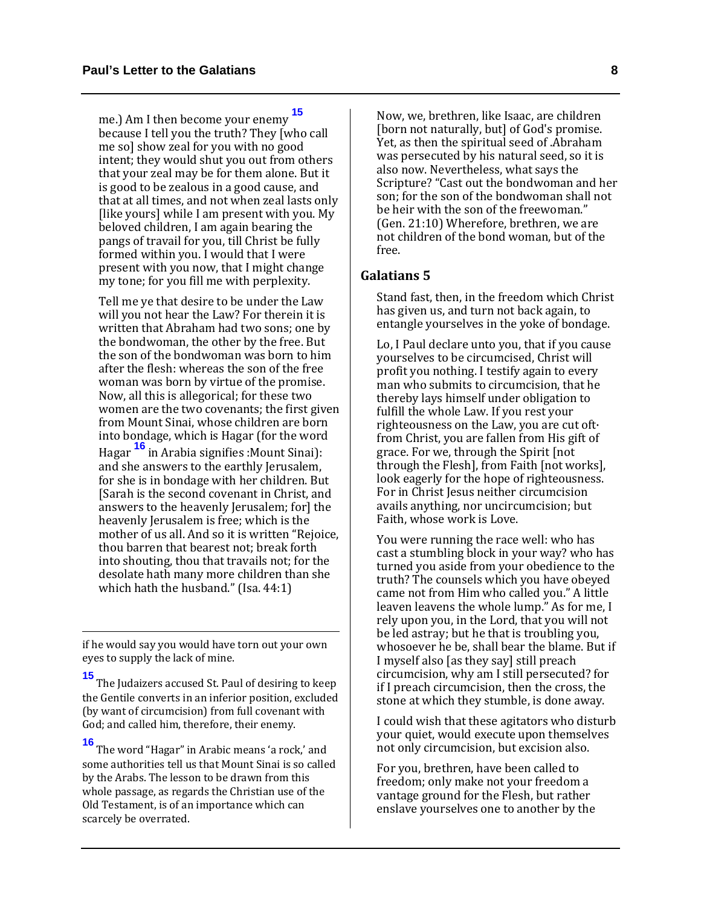me.) Am I then become your enemy [15] because I tell you the truth? They [who call me so] show zeal for you with no good intent; they would shut you out from others that your zeal may be for them alone. But it is good to be zealous in a good cause, and that at all times, and not when zeal lasts only [like yours] while I am present with you. My beloved children, I am again bearing the pangs of travail for you, till Christ be fully formed within you. I would that I were present with you now, that I might change my tone; for you fill me with perplexity.

Tell me ye that desire to be under the Law will you not hear the Law? For therein it is written that Abraham had two sons; one by the bondwoman, the other by the free. But the son of the bondwoman was born to him after the flesh: whereas the son of the free woman was born by virtue of the promise. Now, all this is allegorical; for these two women are the two covenants; the first given from Mount Sinai, whose children are born into bondage, which is Hagar (for the word Hagar [16] in Arabia signifies :Mount Sinai): and she answers to the earthly Jerusalem, for she is in bondage with her children. But [Sarah is the second covenant in Christ, and answers to the heavenly Jerusalem; for] the heavenly Jerusalem is free; which is the mother of us all. And so it is written "Rejoice, thou barren that bearest not; break forth into shouting, thou that travails not; for the desolate hath many more children than she which hath the husband." (Isa. 44:1)

Now, we, brethren, like Isaac, are children [born not naturally, but] of God's promise. Yet, as then the spiritual seed of .Abraham was persecuted by his natural seed, so it is also now. Nevertheless, what says the Scripture? "Cast out the bondwoman and her son; for the son of the bondwoman shall not be heir with the son of the freewoman." (Gen. 21:10) Wherefore, brethren, we are not children of the bond woman, but of the free.

## Galatians 5

Stand fast, then, in the freedom which Christ has given us, and turn not back again, to entangle yourselves in the yoke of bondage.

Lo, I Paul declare unto you, that if you cause yourselves to be circumcised, Christ will profit you nothing. I testify again to every man who submits to circumcision, that he thereby lays himself under obligation to fulfill the whole Law. If you rest your righteousness on the Law, you are cut oft· from Christ, you are fallen from His gift of grace. For we, through the Spirit [not through the Flesh], from Faith [not works], look eagerly for the hope of righteousness. For in Christ Jesus neither circumcision avails anything, nor uncircumcision; but Faith, whose work is Love.

You were running the race well: who has cast a stumbling block in your way? who has turned you aside from your obedience to the truth? The counsels which you have obeyed came not from Him who called you." A little leaven leavens the whole lump." As for me, I rely upon you, in the Lord, that you will not be led astray; but he that is troubling you, whosoever he be, shall bear the blame. But if I myself also [as they say] still preach circumcision, why am I still persecuted? for if I preach circumcision, then the cross, the stone at which they stumble, is done away.

I could wish that these agitators who disturb your quiet, would execute upon themselves not only circumcision, but excision also.

For you, brethren, have been called to freedom; only make not your freedom a vantage ground for the Flesh, but rather enslave yourselves one to another by the

---

if he would say you would have torn out your own eyes to supply the lack of mine.

[15] The Judaizers accused St. Paul of desiring to keep the Gentile converts in an inferior position, excluded (by want of circumcision) from full covenant with God; and called him, therefore, their enemy.

[16] The word "Hagar" in Arabic means 'a rock,' and some authorities tell us that Mount Sinai is so called by the Arabs. The lesson to be drawn from this whole passage, as regards the Christian use of the Old Testament, is of an importance which can scarcely be overrated.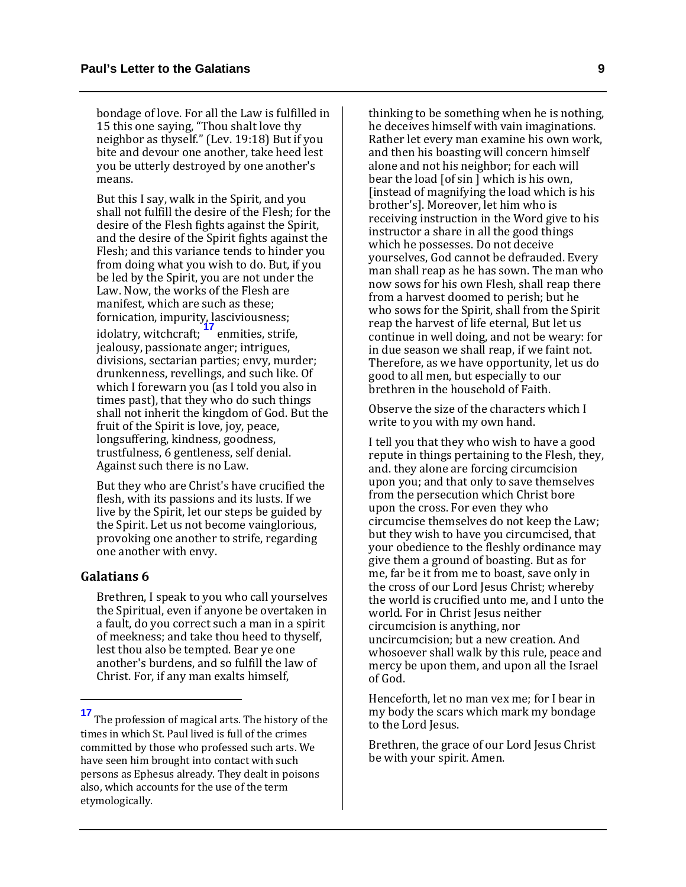bondage of love. For all the Law is fulfilled in 15 this one saying, "Thou shalt love thy neighbor as thyself." (Lev. 19:18) But if you bite and devour one another, take heed lest you be utterly destroyed by one another's means.

But this I say, walk in the Spirit, and you shall not fulfill the desire of the Flesh; for the desire of the Flesh fights against the Spirit, and the desire of the Spirit fights against the Flesh; and this variance tends to hinder you from doing what you wish to do. But, if you be led by the Spirit, you are not under the Law. Now, the works of the Flesh are manifest, which are such as these; fornication, impurity, lasciviousness; idolatry, witchcraft;[17] enmities, strife, jealousy, passionate anger; intrigues, divisions, sectarian parties; envy, murder; drunkenness, revellings, and such like. Of which I forewarn you (as I told you also in times past), that they who do such things shall not inherit the kingdom of God. But the fruit of the Spirit is love, joy, peace, longsuffering, kindness, goodness, trustfulness, 6 gentleness, self denial. Against such there is no Law.

But they who are Christ's have crucified the flesh, with its passions and its lusts. If we live by the Spirit, let our steps be guided by the Spirit. Let us not become vainglorious, provoking one another to strife, regarding one another with envy.

### Galatians 6

Brethren, I speak to you who call yourselves the Spiritual, even if anyone be overtaken in a fault, do you correct such a man in a spirit of meekness; and take thou heed to thyself, lest thou also be tempted. Bear ye one another's burdens, and so fulfill the law of Christ. For, if any man exalts himself, thinking to be something when he is nothing, he deceives himself with vain imaginations. Rather let every man examine his own work, and then his boasting will concern himself alone and not his neighbor; for each will bear the load [of sin ] which is his own, [instead of magnifying the load which is his brother's]. Moreover, let him who is receiving instruction in the Word give to his instructor a share in all the good things which he possesses. Do not deceive yourselves, God cannot be defrauded. Every man shall reap as he has sown. The man who now sows for his own Flesh, shall reap there from a harvest doomed to perish; but he who sows for the Spirit, shall from the Spirit reap the harvest of life eternal, But let us continue in well doing, and not be weary: for in due season we shall reap, if we faint not. Therefore, as we have opportunity, let us do good to all men, but especially to our brethren in the household of Faith.

Observe the size of the characters which I write to you with my own hand.

I tell you that they who wish to have a good repute in things pertaining to the Flesh, they, and. they alone are forcing circumcision upon you; and that only to save themselves from the persecution which Christ bore upon the cross. For even they who circumcise themselves do not keep the Law; but they wish to have you circumcised, that your obedience to the fleshly ordinance may give them a ground of boasting. But as for me, far be it from me to boast, save only in the cross of our Lord Jesus Christ; whereby the world is crucified unto me, and I unto the world. For in Christ Jesus neither circumcision is anything, nor uncircumcision; but a new creation. And whosoever shall walk by this rule, peace and mercy be upon them, and upon all the Israel of God.

Henceforth, let no man vex me; for I bear in my body the scars which mark my bondage to the Lord Jesus.

Brethren, the grace of our Lord Jesus Christ be with your spirit. Amen.

---

[17] The profession of magical arts. The history of the times in which St. Paul lived is full of the crimes committed by those who professed such arts. We have seen him brought into contact with such persons as Ephesus already. They dealt in poisons also, which accounts for the use of the term etymologically.